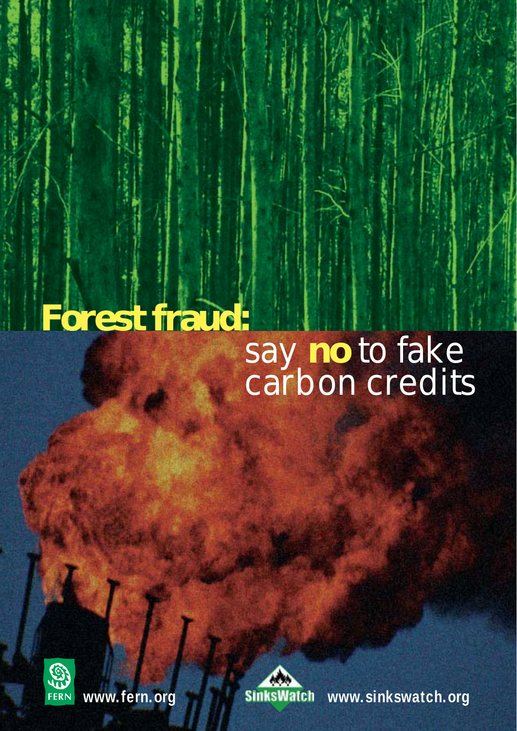# Forest fraud:

## say **no** to fake carbon credits

FERN www.fern.org

SinksWatch www.sinkswatch.org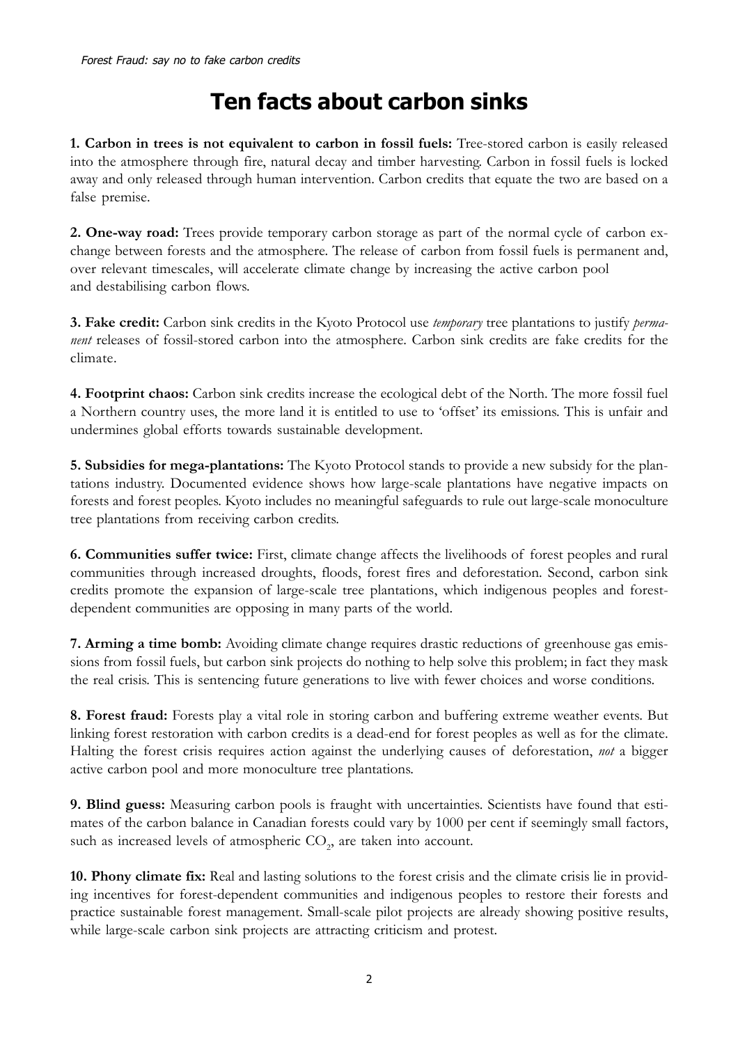# Ten facts about carbon sinks

**1. Carbon in trees is not equivalent to carbon in fossil fuels:** Tree-stored carbon is easily released into the atmosphere through fire, natural decay and timber harvesting. Carbon in fossil fuels is locked away and only released through human intervention. Carbon credits that equate the two are based on a false premise.

**2. One-way road:** Trees provide temporary carbon storage as part of the normal cycle of carbon exchange between forests and the atmosphere. The release of carbon from fossil fuels is permanent and, over relevant timescales, will accelerate climate change by increasing the active carbon pool and destabilising carbon flows.

**3. Fake credit:** Carbon sink credits in the Kyoto Protocol use *temporary* tree plantations to justify *permanent* releases of fossil-stored carbon into the atmosphere. Carbon sink credits are fake credits for the climate.

**4. Footprint chaos:** Carbon sink credits increase the ecological debt of the North. The more fossil fuel a Northern country uses, the more land it is entitled to use to 'offset' its emissions. This is unfair and undermines global efforts towards sustainable development.

**5. Subsidies for mega-plantations:** The Kyoto Protocol stands to provide a new subsidy for the plantations industry. Documented evidence shows how large-scale plantations have negative impacts on forests and forest peoples. Kyoto includes no meaningful safeguards to rule out large-scale monoculture tree plantations from receiving carbon credits.

**6. Communities suffer twice:** First, climate change affects the livelihoods of forest peoples and rural communities through increased droughts, floods, forest fires and deforestation. Second, carbon sink credits promote the expansion of large-scale tree plantations, which indigenous peoples and forest-dependent communities are opposing in many parts of the world.

**7. Arming a time bomb:** Avoiding climate change requires drastic reductions of greenhouse gas emissions from fossil fuels, but carbon sink projects do nothing to help solve this problem; in fact they mask the real crisis. This is sentencing future generations to live with fewer choices and worse conditions.

**8. Forest fraud:** Forests play a vital role in storing carbon and buffering extreme weather events. But linking forest restoration with carbon credits is a dead-end for forest peoples as well as for the climate. Halting the forest crisis requires action against the underlying causes of deforestation, *not* a bigger active carbon pool and more monoculture tree plantations.

**9. Blind guess:** Measuring carbon pools is fraught with uncertainties. Scientists have found that estimates of the carbon balance in Canadian forests could vary by 1000 per cent if seemingly small factors, such as increased levels of atmospheric $CO_2$, are taken into account.

**10. Phony climate fix:** Real and lasting solutions to the forest crisis and the climate crisis lie in providing incentives for forest-dependent communities and indigenous peoples to restore their forests and practice sustainable forest management. Small-scale pilot projects are already showing positive results, while large-scale carbon sink projects are attracting criticism and protest.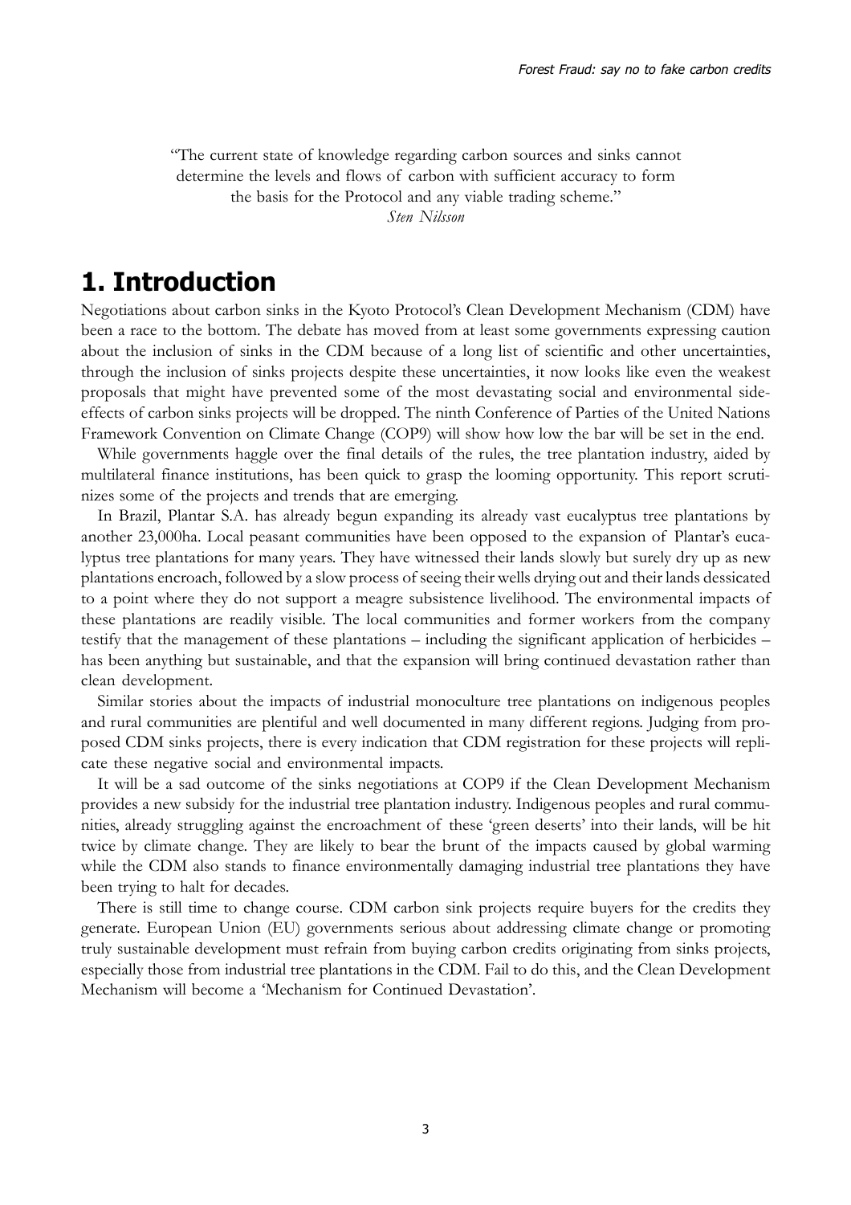"The current state of knowledge regarding carbon sources and sinks cannot determine the levels and flows of carbon with sufficient accuracy to form the basis for the Protocol and any viable trading scheme."
*Sten Nilsson*

# 1. Introduction

Negotiations about carbon sinks in the Kyoto Protocol's Clean Development Mechanism (CDM) have been a race to the bottom. The debate has moved from at least some governments expressing caution about the inclusion of sinks in the CDM because of a long list of scientific and other uncertainties, through the inclusion of sinks projects despite these uncertainties, it now looks like even the weakest proposals that might have prevented some of the most devastating social and environmental side-effects of carbon sinks projects will be dropped. The ninth Conference of Parties of the United Nations Framework Convention on Climate Change (COP9) will show how low the bar will be set in the end.

While governments haggle over the final details of the rules, the tree plantation industry, aided by multilateral finance institutions, has been quick to grasp the looming opportunity. This report scrutinizes some of the projects and trends that are emerging.

In Brazil, Plantar S.A. has already begun expanding its already vast eucalyptus tree plantations by another 23,000ha. Local peasant communities have been opposed to the expansion of Plantar's eucalyptus tree plantations for many years. They have witnessed their lands slowly but surely dry up as new plantations encroach, followed by a slow process of seeing their wells drying out and their lands dessicated to a point where they do not support a meagre subsistence livelihood. The environmental impacts of these plantations are readily visible. The local communities and former workers from the company testify that the management of these plantations – including the significant application of herbicides – has been anything but sustainable, and that the expansion will bring continued devastation rather than clean development.

Similar stories about the impacts of industrial monoculture tree plantations on indigenous peoples and rural communities are plentiful and well documented in many different regions. Judging from proposed CDM sinks projects, there is every indication that CDM registration for these projects will replicate these negative social and environmental impacts.

It will be a sad outcome of the sinks negotiations at COP9 if the Clean Development Mechanism provides a new subsidy for the industrial tree plantation industry. Indigenous peoples and rural communities, already struggling against the encroachment of these 'green deserts' into their lands, will be hit twice by climate change. They are likely to bear the brunt of the impacts caused by global warming while the CDM also stands to finance environmentally damaging industrial tree plantations they have been trying to halt for decades.

There is still time to change course. CDM carbon sink projects require buyers for the credits they generate. European Union (EU) governments serious about addressing climate change or promoting truly sustainable development must refrain from buying carbon credits originating from sinks projects, especially those from industrial tree plantations in the CDM. Fail to do this, and the Clean Development Mechanism will become a 'Mechanism for Continued Devastation'.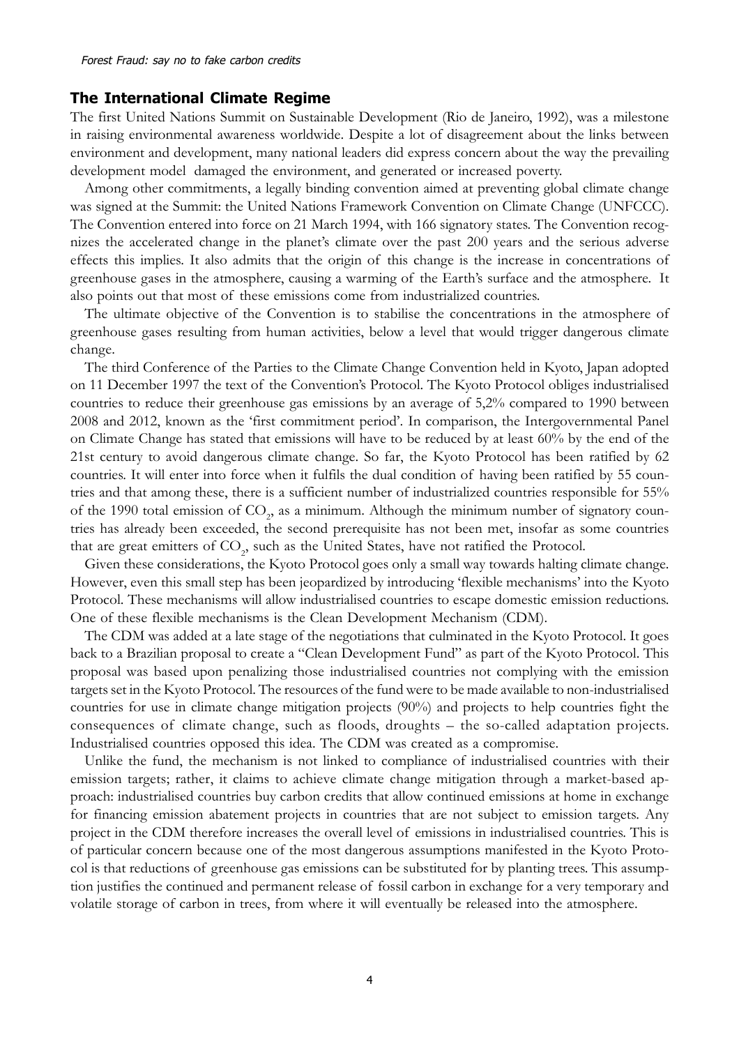## The International Climate Regime

The first United Nations Summit on Sustainable Development (Rio de Janeiro, 1992), was a milestone in raising environmental awareness worldwide. Despite a lot of disagreement about the links between environment and development, many national leaders did express concern about the way the prevailing development model damaged the environment, and generated or increased poverty.

Among other commitments, a legally binding convention aimed at preventing global climate change was signed at the Summit: the United Nations Framework Convention on Climate Change (UNFCCC). The Convention entered into force on 21 March 1994, with 166 signatory states. The Convention recognizes the accelerated change in the planet's climate over the past 200 years and the serious adverse effects this implies. It also admits that the origin of this change is the increase in concentrations of greenhouse gases in the atmosphere, causing a warming of the Earth's surface and the atmosphere. It also points out that most of these emissions come from industrialized countries.

The ultimate objective of the Convention is to stabilise the concentrations in the atmosphere of greenhouse gases resulting from human activities, below a level that would trigger dangerous climate change.

The third Conference of the Parties to the Climate Change Convention held in Kyoto, Japan adopted on 11 December 1997 the text of the Convention's Protocol. The Kyoto Protocol obliges industrialised countries to reduce their greenhouse gas emissions by an average of 5,2% compared to 1990 between 2008 and 2012, known as the 'first commitment period'. In comparison, the Intergovernmental Panel on Climate Change has stated that emissions will have to be reduced by at least 60% by the end of the 21st century to avoid dangerous climate change. So far, the Kyoto Protocol has been ratified by 62 countries. It will enter into force when it fulfils the dual condition of having been ratified by 55 countries and that among these, there is a sufficient number of industrialized countries responsible for 55% of the 1990 total emission of $CO_2$, as a minimum. Although the minimum number of signatory countries has already been exceeded, the second prerequisite has not been met, insofar as some countries that are great emitters of $CO_2$, such as the United States, have not ratified the Protocol.

Given these considerations, the Kyoto Protocol goes only a small way towards halting climate change. However, even this small step has been jeopardized by introducing 'flexible mechanisms' into the Kyoto Protocol. These mechanisms will allow industrialised countries to escape domestic emission reductions. One of these flexible mechanisms is the Clean Development Mechanism (CDM).

The CDM was added at a late stage of the negotiations that culminated in the Kyoto Protocol. It goes back to a Brazilian proposal to create a "Clean Development Fund" as part of the Kyoto Protocol. This proposal was based upon penalizing those industrialised countries not complying with the emission targets set in the Kyoto Protocol. The resources of the fund were to be made available to non-industrialised countries for use in climate change mitigation projects (90%) and projects to help countries fight the consequences of climate change, such as floods, droughts – the so-called adaptation projects. Industrialised countries opposed this idea. The CDM was created as a compromise.

Unlike the fund, the mechanism is not linked to compliance of industrialised countries with their emission targets; rather, it claims to achieve climate change mitigation through a market-based approach: industrialised countries buy carbon credits that allow continued emissions at home in exchange for financing emission abatement projects in countries that are not subject to emission targets. Any project in the CDM therefore increases the overall level of emissions in industrialised countries. This is of particular concern because one of the most dangerous assumptions manifested in the Kyoto Protocol is that reductions of greenhouse gas emissions can be substituted for by planting trees. This assumption justifies the continued and permanent release of fossil carbon in exchange for a very temporary and volatile storage of carbon in trees, from where it will eventually be released into the atmosphere.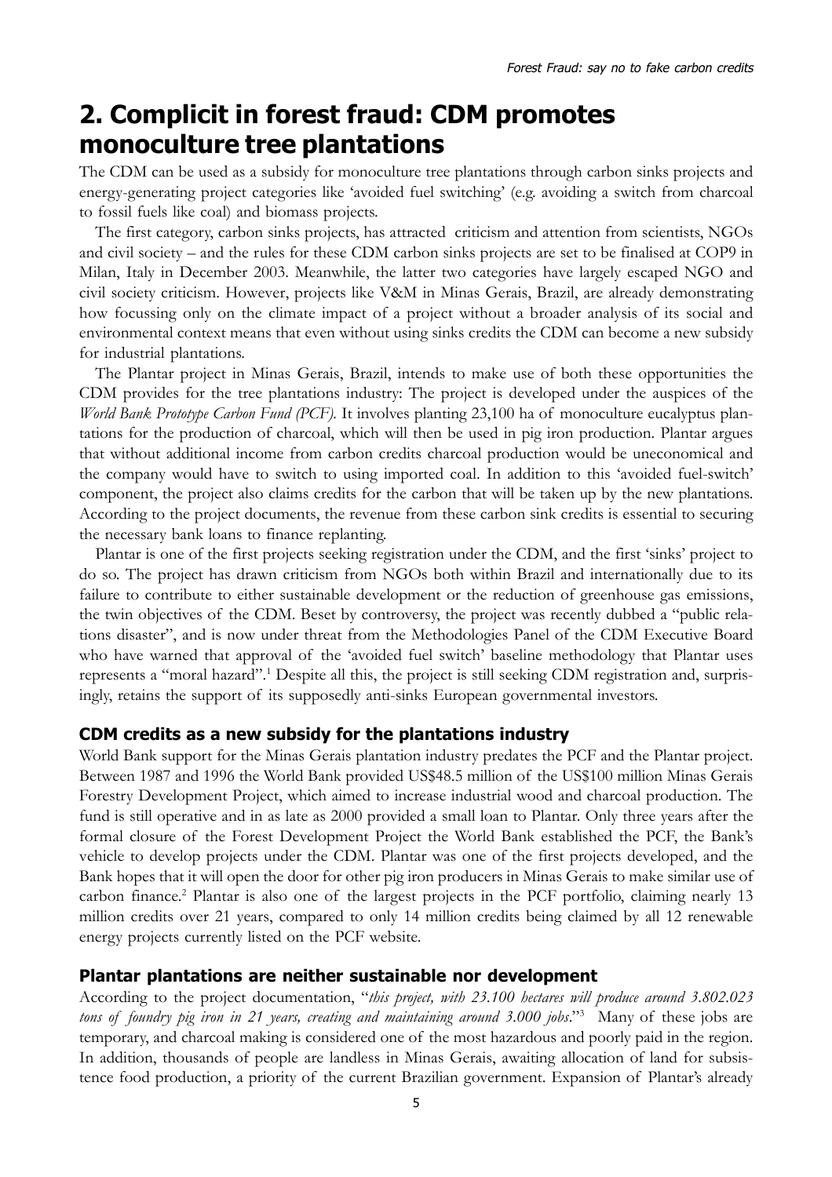## 2. Complicit in forest fraud: CDM promotes monoculture tree plantations

The CDM can be used as a subsidy for monoculture tree plantations through carbon sinks projects and energy-generating project categories like 'avoided fuel switching' (e.g. avoiding a switch from charcoal to fossil fuels like coal) and biomass projects.

The first category, carbon sinks projects, has attracted criticism and attention from scientists, NGOs and civil society – and the rules for these CDM carbon sinks projects are set to be finalised at COP9 in Milan, Italy in December 2003. Meanwhile, the latter two categories have largely escaped NGO and civil society criticism. However, projects like V&M in Minas Gerais, Brazil, are already demonstrating how focussing only on the climate impact of a project without a broader analysis of its social and environmental context means that even without using sinks credits the CDM can become a new subsidy for industrial plantations.

The Plantar project in Minas Gerais, Brazil, intends to make use of both these opportunities the CDM provides for the tree plantations industry: The project is developed under the auspices of the *World Bank Prototype Carbon Fund (PCF)*. It involves planting 23,100 ha of monoculture eucalyptus plantations for the production of charcoal, which will then be used in pig iron production. Plantar argues that without additional income from carbon credits charcoal production would be uneconomical and the company would have to switch to using imported coal. In addition to this 'avoided fuel-switch' component, the project also claims credits for the carbon that will be taken up by the new plantations. According to the project documents, the revenue from these carbon sink credits is essential to securing the necessary bank loans to finance replanting.

Plantar is one of the first projects seeking registration under the CDM, and the first 'sinks' project to do so. The project has drawn criticism from NGOs both within Brazil and internationally due to its failure to contribute to either sustainable development or the reduction of greenhouse gas emissions, the twin objectives of the CDM. Beset by controversy, the project was recently dubbed a "public relations disaster", and is now under threat from the Methodologies Panel of the CDM Executive Board who have warned that approval of the 'avoided fuel switch' baseline methodology that Plantar uses represents a "moral hazard".[1] Despite all this, the project is still seeking CDM registration and, surprisingly, retains the support of its supposedly anti-sinks European governmental investors.

### CDM credits as a new subsidy for the plantations industry

World Bank support for the Minas Gerais plantation industry predates the PCF and the Plantar project. Between 1987 and 1996 the World Bank provided US$48.5 million of the US$100 million Minas Gerais Forestry Development Project, which aimed to increase industrial wood and charcoal production. The fund is still operative and in as late as 2000 provided a small loan to Plantar. Only three years after the formal closure of the Forest Development Project the World Bank established the PCF, the Bank's vehicle to develop projects under the CDM. Plantar was one of the first projects developed, and the Bank hopes that it will open the door for other pig iron producers in Minas Gerais to make similar use of carbon finance.[2] Plantar is also one of the largest projects in the PCF portfolio, claiming nearly 13 million credits over 21 years, compared to only 14 million credits being claimed by all 12 renewable energy projects currently listed on the PCF website.

### Plantar plantations are neither sustainable nor development

According to the project documentation, "*this project, with 23.100 hectares will produce around 3.802.023 tons of foundry pig iron in 21 years, creating and maintaining around 3.000 jobs*."[3] Many of these jobs are temporary, and charcoal making is considered one of the most hazardous and poorly paid in the region. In addition, thousands of people are landless in Minas Gerais, awaiting allocation of land for subsistence food production, a priority of the current Brazilian government. Expansion of Plantar's already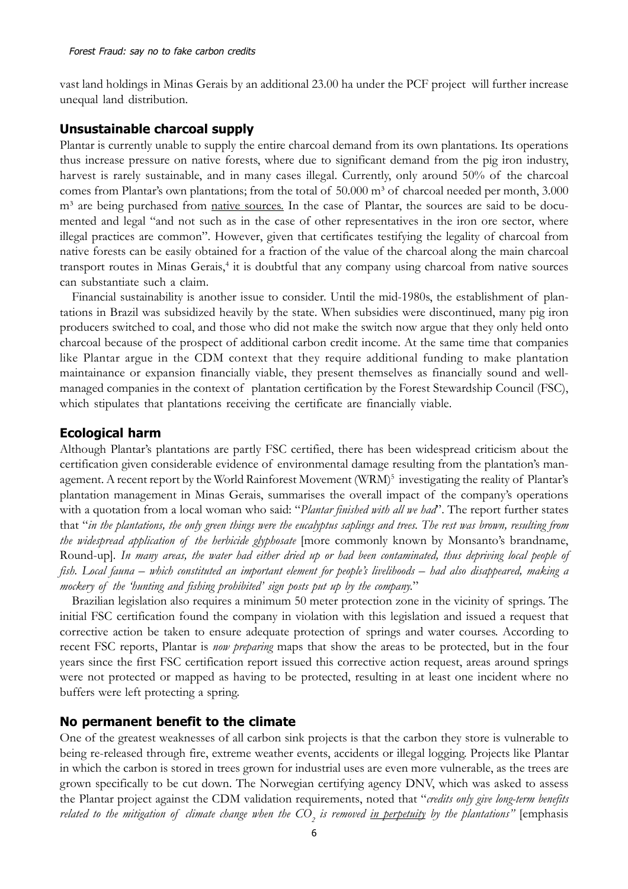vast land holdings in Minas Gerais by an additional 23.00 ha under the PCF project will further increase unequal land distribution.

## Unsustainable charcoal supply

Plantar is currently unable to supply the entire charcoal demand from its own plantations. Its operations thus increase pressure on native forests, where due to significant demand from the pig iron industry, harvest is rarely sustainable, and in many cases illegal. Currently, only around 50% of the charcoal comes from Plantar's own plantations; from the total of 50.000 m³ of charcoal needed per month, 3.000 m³ are being purchased from native sources. In the case of Plantar, the sources are said to be documented and legal "and not such as in the case of other representatives in the iron ore sector, where illegal practices are common". However, given that certificates testifying the legality of charcoal from native forests can be easily obtained for a fraction of the value of the charcoal along the main charcoal transport routes in Minas Gerais,[4] it is doubtful that any company using charcoal from native sources can substantiate such a claim.

Financial sustainability is another issue to consider. Until the mid-1980s, the establishment of plantations in Brazil was subsidized heavily by the state. When subsidies were discontinued, many pig iron producers switched to coal, and those who did not make the switch now argue that they only held onto charcoal because of the prospect of additional carbon credit income. At the same time that companies like Plantar argue in the CDM context that they require additional funding to make plantation maintainance or expansion financially viable, they present themselves as financially sound and well-managed companies in the context of plantation certification by the Forest Stewardship Council (FSC), which stipulates that plantations receiving the certificate are financially viable.

## Ecological harm

Although Plantar's plantations are partly FSC certified, there has been widespread criticism about the certification given considerable evidence of environmental damage resulting from the plantation's management. A recent report by the World Rainforest Movement (WRM)[5] investigating the reality of Plantar's plantation management in Minas Gerais, summarises the overall impact of the company's operations with a quotation from a local woman who said: "*Plantar finished with all we had*". The report further states that "*in the plantations, the only green things were the eucalyptus saplings and trees. The rest was brown, resulting from the widespread application of the herbicide glyphosate* [more commonly known by Monsanto's brandname, Round-up]. *In many areas, the water had either dried up or had been contaminated, thus depriving local people of fish. Local fauna – which constituted an important element for people's livelihoods – had also disappeared, making a mockery of the 'hunting and fishing prohibited' sign posts put up by the company.*"

Brazilian legislation also requires a minimum 50 meter protection zone in the vicinity of springs. The initial FSC certification found the company in violation with this legislation and issued a request that corrective action be taken to ensure adequate protection of springs and water courses. According to recent FSC reports, Plantar is *now preparing* maps that show the areas to be protected, but in the four years since the first FSC certification report issued this corrective action request, areas around springs were not protected or mapped as having to be protected, resulting in at least one incident where no buffers were left protecting a spring.

## No permanent benefit to the climate

One of the greatest weaknesses of all carbon sink projects is that the carbon they store is vulnerable to being re-released through fire, extreme weather events, accidents or illegal logging. Projects like Plantar in which the carbon is stored in trees grown for industrial uses are even more vulnerable, as the trees are grown specifically to be cut down. The Norwegian certifying agency DNV, which was asked to assess the Plantar project against the CDM validation requirements, noted that "*credits only give long-term benefits related to the mitigation of climate change when the $CO_2$ is removed in perpetuity by the plantations"* [emphasis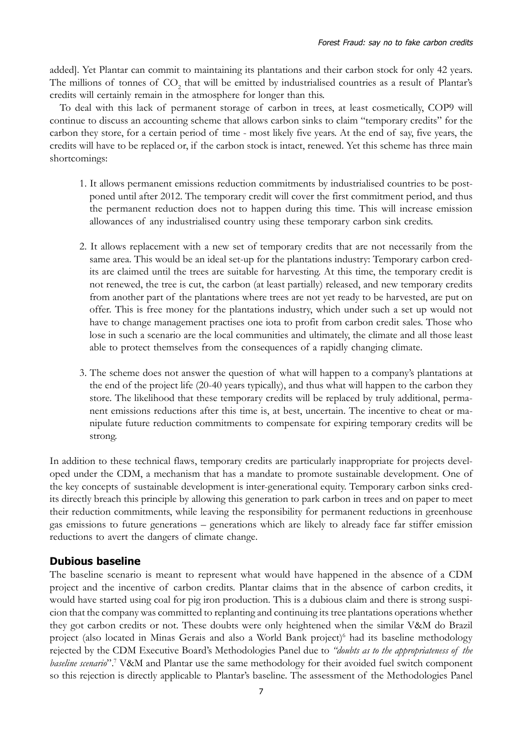added]. Yet Plantar can commit to maintaining its plantations and their carbon stock for only 42 years. The millions of tonnes of $CO_2$ that will be emitted by industrialised countries as a result of Plantar's credits will certainly remain in the atmosphere for longer than this.

To deal with this lack of permanent storage of carbon in trees, at least cosmetically, COP9 will continue to discuss an accounting scheme that allows carbon sinks to claim "temporary credits" for the carbon they store, for a certain period of time - most likely five years. At the end of say, five years, the credits will have to be replaced or, if the carbon stock is intact, renewed. Yet this scheme has three main shortcomings:

1. It allows permanent emissions reduction commitments by industrialised countries to be postponed until after 2012. The temporary credit will cover the first commitment period, and thus the permanent reduction does not to happen during this time. This will increase emission allowances of any industrialised country using these temporary carbon sink credits.

2. It allows replacement with a new set of temporary credits that are not necessarily from the same area. This would be an ideal set-up for the plantations industry: Temporary carbon credits are claimed until the trees are suitable for harvesting. At this time, the temporary credit is not renewed, the tree is cut, the carbon (at least partially) released, and new temporary credits from another part of the plantations where trees are not yet ready to be harvested, are put on offer. This is free money for the plantations industry, which under such a set up would not have to change management practises one iota to profit from carbon credit sales. Those who lose in such a scenario are the local communities and ultimately, the climate and all those least able to protect themselves from the consequences of a rapidly changing climate.

3. The scheme does not answer the question of what will happen to a company's plantations at the end of the project life (20-40 years typically), and thus what will happen to the carbon they store. The likelihood that these temporary credits will be replaced by truly additional, permanent emissions reductions after this time is, at best, uncertain. The incentive to cheat or manipulate future reduction commitments to compensate for expiring temporary credits will be strong.

In addition to these technical flaws, temporary credits are particularly inappropriate for projects developed under the CDM, a mechanism that has a mandate to promote sustainable development. One of the key concepts of sustainable development is inter-generational equity. Temporary carbon sinks credits directly breach this principle by allowing this generation to park carbon in trees and on paper to meet their reduction commitments, while leaving the responsibility for permanent reductions in greenhouse gas emissions to future generations – generations which are likely to already face far stiffer emission reductions to avert the dangers of climate change.

## Dubious baseline

The baseline scenario is meant to represent what would have happened in the absence of a CDM project and the incentive of carbon credits. Plantar claims that in the absence of carbon credits, it would have started using coal for pig iron production. This is a dubious claim and there is strong suspicion that the company was committed to replanting and continuing its tree plantations operations whether they got carbon credits or not. These doubts were only heightened when the similar V&M do Brazil project (also located in Minas Gerais and also a World Bank project)[6] had its baseline methodology rejected by the CDM Executive Board's Methodologies Panel due to *"doubts as to the appropriateness of the baseline scenario"*.[7] V&M and Plantar use the same methodology for their avoided fuel switch component so this rejection is directly applicable to Plantar's baseline. The assessment of the Methodologies Panel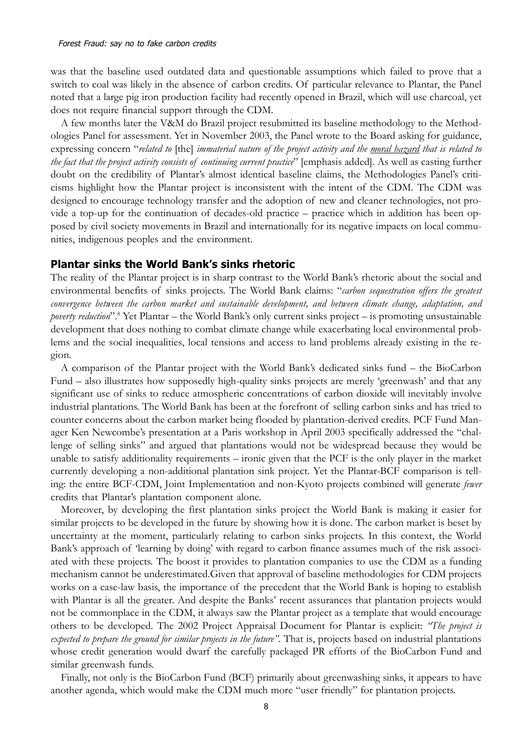was that the baseline used outdated data and questionable assumptions which failed to prove that a switch to coal was likely in the absence of carbon credits. Of particular relevance to Plantar, the Panel noted that a large pig iron production facility had recently opened in Brazil, which will use charcoal, yet does not require financial support through the CDM.

A few months later the V&M do Brazil project resubmitted its baseline methodology to the Methodologies Panel for assessment. Yet in November 2003, the Panel wrote to the Board asking for guidance, expressing concern "*related to* [the] *immaterial nature of the project activity and the <u>moral hazard</u> that is related to the fact that the project activity consists of continuing current practice*" [emphasis added]. As well as casting further doubt on the credibility of Plantar's almost identical baseline claims, the Methodologies Panel's criticisms highlight how the Plantar project is inconsistent with the intent of the CDM. The CDM was designed to encourage technology transfer and the adoption of new and cleaner technologies, not provide a top-up for the continuation of decades-old practice – practice which in addition has been opposed by civil society movements in Brazil and internationally for its negative impacts on local communities, indigenous peoples and the environment.

## Plantar sinks the World Bank's sinks rhetoric

The reality of the Plantar project is in sharp contrast to the World Bank's rhetoric about the social and environmental benefits of sinks projects. The World Bank claims: "*carbon sequestration offers the greatest convergence between the carbon market and sustainable development, and between climate change, adaptation, and poverty reduction*".[8] Yet Plantar – the World Bank's only current sinks project – is promoting unsustainable development that does nothing to combat climate change while exacerbating local environmental problems and the social inequalities, local tensions and access to land problems already existing in the region.

A comparison of the Plantar project with the World Bank's dedicated sinks fund – the BioCarbon Fund – also illustrates how supposedly high-quality sinks projects are merely 'greenwash' and that any significant use of sinks to reduce atmospheric concentrations of carbon dioxide will inevitably involve industrial plantations. The World Bank has been at the forefront of selling carbon sinks and has tried to counter concerns about the carbon market being flooded by plantation-derived credits. PCF Fund Manager Ken Newcombe's presentation at a Paris workshop in April 2003 specifically addressed the "challenge of selling sinks" and argued that plantations would not be widespread because they would be unable to satisfy additionality requirements – ironic given that the PCF is the only player in the market currently developing a non-additional plantation sink project. Yet the Plantar-BCF comparison is telling: the entire BCF-CDM, Joint Implementation and non-Kyoto projects combined will generate *fewer* credits that Plantar's plantation component alone.

Moreover, by developing the first plantation sinks project the World Bank is making it easier for similar projects to be developed in the future by showing how it is done. The carbon market is beset by uncertainty at the moment, particularly relating to carbon sinks projects. In this context, the World Bank's approach of 'learning by doing' with regard to carbon finance assumes much of the risk associated with these projects. The boost it provides to plantation companies to use the CDM as a funding mechanism cannot be underestimated.Given that approval of baseline methodologies for CDM projects works on a case-law basis, the importance of the precedent that the World Bank is hoping to establish with Plantar is all the greater. And despite the Banks' recent assurances that plantation projects would not be commonplace in the CDM, it always saw the Plantar project as a template that would encourage others to be developed. The 2002 Project Appraisal Document for Plantar is explicit: *"The project is expected to prepare the ground for similar projects in the future"*. That is, projects based on industrial plantations whose credit generation would dwarf the carefully packaged PR efforts of the BioCarbon Fund and similar greenwash funds.

Finally, not only is the BioCarbon Fund (BCF) primarily about greenwashing sinks, it appears to have another agenda, which would make the CDM much more "user friendly" for plantation projects.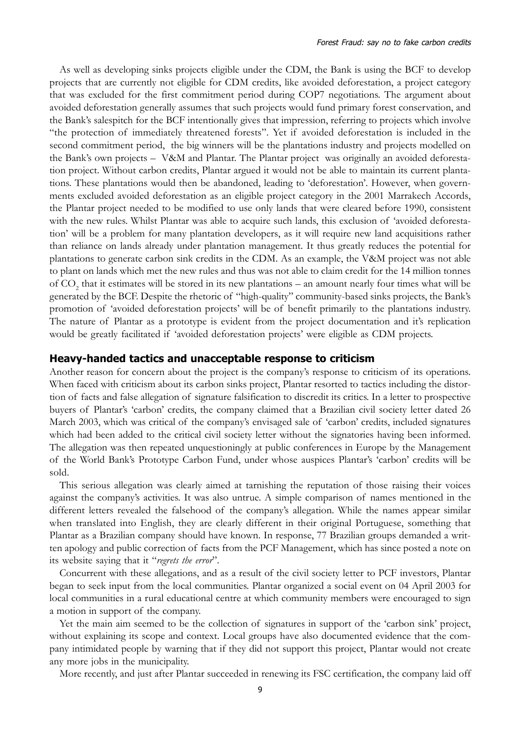As well as developing sinks projects eligible under the CDM, the Bank is using the BCF to develop projects that are currently not eligible for CDM credits, like avoided deforestation, a project category that was excluded for the first commitment period during COP7 negotiations. The argument about avoided deforestation generally assumes that such projects would fund primary forest conservation, and the Bank's salespitch for the BCF intentionally gives that impression, referring to projects which involve "the protection of immediately threatened forests". Yet if avoided deforestation is included in the second commitment period, the big winners will be the plantations industry and projects modelled on the Bank's own projects – V&M and Plantar. The Plantar project was originally an avoided deforestation project. Without carbon credits, Plantar argued it would not be able to maintain its current plantations. These plantations would then be abandoned, leading to 'deforestation'. However, when governments excluded avoided deforestation as an eligible project category in the 2001 Marrakech Accords, the Plantar project needed to be modified to use only lands that were cleared before 1990, consistent with the new rules. Whilst Plantar was able to acquire such lands, this exclusion of 'avoided deforestation' will be a problem for many plantation developers, as it will require new land acquisitions rather than reliance on lands already under plantation management. It thus greatly reduces the potential for plantations to generate carbon sink credits in the CDM. As an example, the V&M project was not able to plant on lands which met the new rules and thus was not able to claim credit for the 14 million tonnes of $CO_2$ that it estimates will be stored in its new plantations – an amount nearly four times what will be generated by the BCF. Despite the rhetoric of "high-quality" community-based sinks projects, the Bank's promotion of 'avoided deforestation projects' will be of benefit primarily to the plantations industry. The nature of Plantar as a prototype is evident from the project documentation and it's replication would be greatly facilitated if 'avoided deforestation projects' were eligible as CDM projects.

## Heavy-handed tactics and unacceptable response to criticism

Another reason for concern about the project is the company's response to criticism of its operations. When faced with criticism about its carbon sinks project, Plantar resorted to tactics including the distortion of facts and false allegation of signature falsification to discredit its critics. In a letter to prospective buyers of Plantar's 'carbon' credits, the company claimed that a Brazilian civil society letter dated 26 March 2003, which was critical of the company's envisaged sale of 'carbon' credits, included signatures which had been added to the critical civil society letter without the signatories having been informed. The allegation was then repeated unquestioningly at public conferences in Europe by the Management of the World Bank's Prototype Carbon Fund, under whose auspices Plantar's 'carbon' credits will be sold.

This serious allegation was clearly aimed at tarnishing the reputation of those raising their voices against the company's activities. It was also untrue. A simple comparison of names mentioned in the different letters revealed the falsehood of the company's allegation. While the names appear similar when translated into English, they are clearly different in their original Portuguese, something that Plantar as a Brazilian company should have known. In response, 77 Brazilian groups demanded a written apology and public correction of facts from the PCF Management, which has since posted a note on its website saying that it "*regrets the error*".

Concurrent with these allegations, and as a result of the civil society letter to PCF investors, Plantar began to seek input from the local communities. Plantar organized a social event on 04 April 2003 for local communities in a rural educational centre at which community members were encouraged to sign a motion in support of the company.

Yet the main aim seemed to be the collection of signatures in support of the 'carbon sink' project, without explaining its scope and context. Local groups have also documented evidence that the company intimidated people by warning that if they did not support this project, Plantar would not create any more jobs in the municipality.

More recently, and just after Plantar succeeded in renewing its FSC certification, the company laid off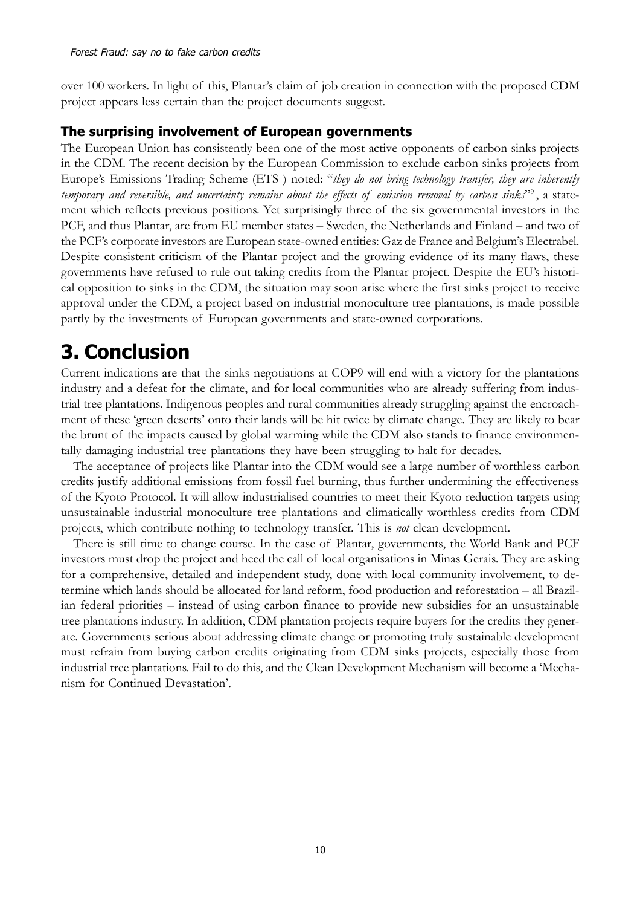over 100 workers. In light of this, Plantar's claim of job creation in connection with the proposed CDM project appears less certain than the project documents suggest.

### The surprising involvement of European governments

The European Union has consistently been one of the most active opponents of carbon sinks projects in the CDM. The recent decision by the European Commission to exclude carbon sinks projects from Europe's Emissions Trading Scheme (ETS ) noted: "*they do not bring technology transfer, they are inherently temporary and reversible, and uncertainty remains about the effects of emission removal by carbon sinks*"[9], a statement which reflects previous positions. Yet surprisingly three of the six governmental investors in the PCF, and thus Plantar, are from EU member states – Sweden, the Netherlands and Finland – and two of the PCF's corporate investors are European state-owned entities: Gaz de France and Belgium's Electrabel. Despite consistent criticism of the Plantar project and the growing evidence of its many flaws, these governments have refused to rule out taking credits from the Plantar project. Despite the EU's historical opposition to sinks in the CDM, the situation may soon arise where the first sinks project to receive approval under the CDM, a project based on industrial monoculture tree plantations, is made possible partly by the investments of European governments and state-owned corporations.

# 3. Conclusion

Current indications are that the sinks negotiations at COP9 will end with a victory for the plantations industry and a defeat for the climate, and for local communities who are already suffering from industrial tree plantations. Indigenous peoples and rural communities already struggling against the encroachment of these 'green deserts' onto their lands will be hit twice by climate change. They are likely to bear the brunt of the impacts caused by global warming while the CDM also stands to finance environmentally damaging industrial tree plantations they have been struggling to halt for decades.

The acceptance of projects like Plantar into the CDM would see a large number of worthless carbon credits justify additional emissions from fossil fuel burning, thus further undermining the effectiveness of the Kyoto Protocol. It will allow industrialised countries to meet their Kyoto reduction targets using unsustainable industrial monoculture tree plantations and climatically worthless credits from CDM projects, which contribute nothing to technology transfer. This is *not* clean development.

There is still time to change course. In the case of Plantar, governments, the World Bank and PCF investors must drop the project and heed the call of local organisations in Minas Gerais. They are asking for a comprehensive, detailed and independent study, done with local community involvement, to determine which lands should be allocated for land reform, food production and reforestation – all Brazilian federal priorities – instead of using carbon finance to provide new subsidies for an unsustainable tree plantations industry. In addition, CDM plantation projects require buyers for the credits they generate. Governments serious about addressing climate change or promoting truly sustainable development must refrain from buying carbon credits originating from CDM sinks projects, especially those from industrial tree plantations. Fail to do this, and the Clean Development Mechanism will become a 'Mechanism for Continued Devastation'.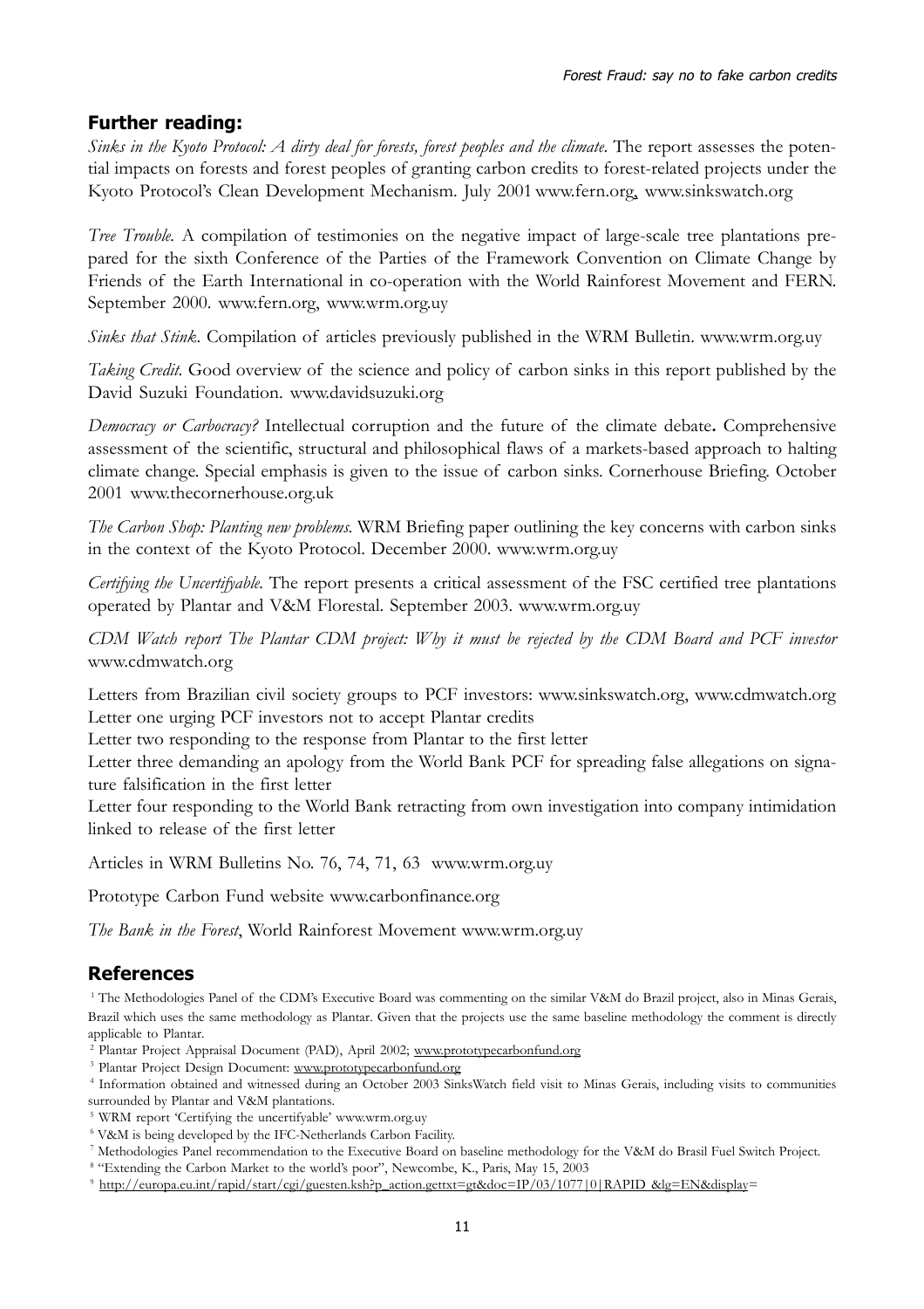## Further reading:

*Sinks in the Kyoto Protocol: A dirty deal for forests, forest peoples and the climate*. The report assesses the potential impacts on forests and forest peoples of granting carbon credits to forest-related projects under the Kyoto Protocol's Clean Development Mechanism. July 2001 www.fern.org, www.sinkswatch.org

*Tree Trouble*. A compilation of testimonies on the negative impact of large-scale tree plantations prepared for the sixth Conference of the Parties of the Framework Convention on Climate Change by Friends of the Earth International in co-operation with the World Rainforest Movement and FERN. September 2000. www.fern.org, www.wrm.org.uy

*Sinks that Stink*. Compilation of articles previously published in the WRM Bulletin. www.wrm.org.uy

*Taking Credit*. Good overview of the science and policy of carbon sinks in this report published by the David Suzuki Foundation. www.davidsuzuki.org

*Democracy or Carbocracy?* Intellectual corruption and the future of the climate debate**.** Comprehensive assessment of the scientific, structural and philosophical flaws of a markets-based approach to halting climate change. Special emphasis is given to the issue of carbon sinks. Cornerhouse Briefing. October 2001 www.thecornerhouse.org.uk

*The Carbon Shop: Planting new problems*. WRM Briefing paper outlining the key concerns with carbon sinks in the context of the Kyoto Protocol. December 2000. www.wrm.org.uy

*Certifying the Uncertifyable*. The report presents a critical assessment of the FSC certified tree plantations operated by Plantar and V&M Florestal. September 2003. www.wrm.org.uy

*CDM Watch report The Plantar CDM project: Why it must be rejected by the CDM Board and PCF investor* www.cdmwatch.org

Letters from Brazilian civil society groups to PCF investors: www.sinkswatch.org, www.cdmwatch.org
Letter one urging PCF investors not to accept Plantar credits
Letter two responding to the response from Plantar to the first letter
Letter three demanding an apology from the World Bank PCF for spreading false allegations on signature falsification in the first letter
Letter four responding to the World Bank retracting from own investigation into company intimidation linked to release of the first letter

Articles in WRM Bulletins No. 76, 74, 71, 63 www.wrm.org.uy

Prototype Carbon Fund website www.carbonfinance.org

*The Bank in the Forest*, World Rainforest Movement www.wrm.org.uy

## References

[1] The Methodologies Panel of the CDM's Executive Board was commenting on the similar V&M do Brazil project, also in Minas Gerais, Brazil which uses the same methodology as Plantar. Given that the projects use the same baseline methodology the comment is directly applicable to Plantar.

[2] Plantar Project Appraisal Document (PAD), April 2002; www.prototypecarbonfund.org

[3] Plantar Project Design Document: www.prototypecarbonfund.org

[4] Information obtained and witnessed during an October 2003 SinksWatch field visit to Minas Gerais, including visits to communities surrounded by Plantar and V&M plantations.

[5] WRM report 'Certifying the uncertifyable' www.wrm.org.uy

[6] V&M is being developed by the IFC-Netherlands Carbon Facility.

[7] Methodologies Panel recommendation to the Executive Board on baseline methodology for the V&M do Brasil Fuel Switch Project.

[8] "Extending the Carbon Market to the world's poor", Newcombe, K., Paris, May 15, 2003

[9] http://europa.eu.int/rapid/start/cgi/guesten.ksh?p_action.gettxt=gt&doc=IP/03/1077|0|RAPID_&lg=EN&display=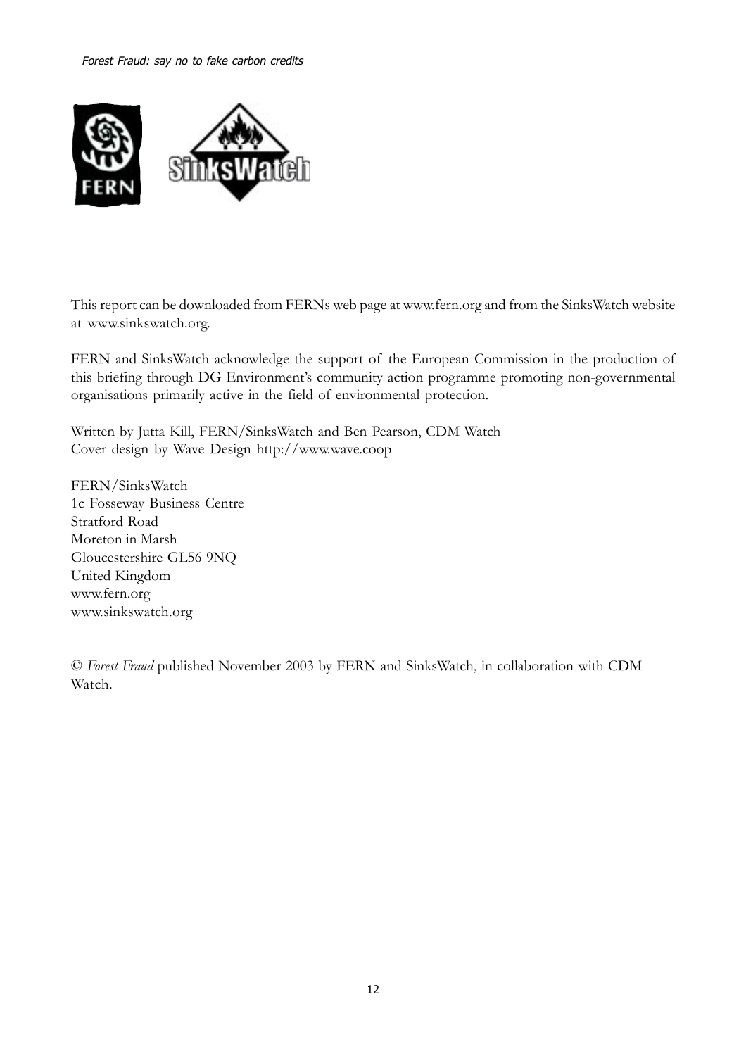This report can be downloaded from FERNs web page at www.fern.org and from the SinksWatch website at www.sinkswatch.org.

FERN and SinksWatch acknowledge the support of the European Commission in the production of this briefing through DG Environment's community action programme promoting non-governmental organisations primarily active in the field of environmental protection.

Written by Jutta Kill, FERN/SinksWatch and Ben Pearson, CDM Watch  
Cover design by Wave Design http://www.wave.coop

FERN/SinksWatch  
1c Fosseway Business Centre  
Stratford Road  
Moreton in Marsh  
Gloucestershire GL56 9NQ  
United Kingdom  
www.fern.org  
www.sinkswatch.org

© *Forest Fraud* published November 2003 by FERN and SinksWatch, in collaboration with CDM Watch.